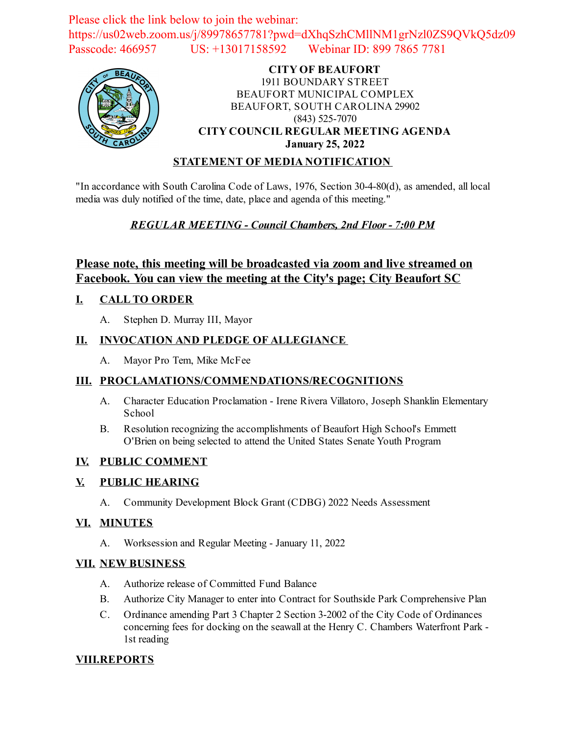Please click the link below to join the webinar:
https://us02web.zoom.us/j/89978657781?pwd=dXhqSzhCMllNM1grNzl0ZS9QVkQ5dz09
Passcode: 466957 US: +13017158592 Webinar ID: 899 7865 7781

**CITY OF BEAUFORT**
1911 BOUNDARY STREET
BEAUFORT MUNICIPAL COMPLEX
BEAUFORT, SOUTH CAROLINA 29902
(843) 525-7070
**CITY COUNCIL REGULAR MEETING AGENDA**
**January 25, 2022**

**STATEMENT OF MEDIA NOTIFICATION**

"In accordance with South Carolina Code of Laws, 1976, Section 30-4-80(d), as amended, all local media was duly notified of the time, date, place and agenda of this meeting."

***REGULAR MEETING - Council Chambers, 2nd Floor - 7:00 PM***

**Please note, this meeting will be broadcasted via zoom and live streamed on Facebook. You can view the meeting at the City's page; City Beaufort SC**

## I. CALL TO ORDER

A. Stephen D. Murray III, Mayor

## II. INVOCATION AND PLEDGE OF ALLEGIANCE

A. Mayor Pro Tem, Mike McFee

## III. PROCLAMATIONS/COMMENDATIONS/RECOGNITIONS

A. Character Education Proclamation - Irene Rivera Villatoro, Joseph Shanklin Elementary School

B. Resolution recognizing the accomplishments of Beaufort High School's Emmett O'Brien on being selected to attend the United States Senate Youth Program

## IV. PUBLIC COMMENT

## V. PUBLIC HEARING

A. Community Development Block Grant (CDBG) 2022 Needs Assessment

## VI. MINUTES

A. Worksession and Regular Meeting - January 11, 2022

## VII. NEW BUSINESS

A. Authorize release of Committed Fund Balance

B. Authorize City Manager to enter into Contract for Southside Park Comprehensive Plan

C. Ordinance amending Part 3 Chapter 2 Section 3-2002 of the City Code of Ordinances concerning fees for docking on the seawall at the Henry C. Chambers Waterfront Park - 1st reading

## VIII. REPORTS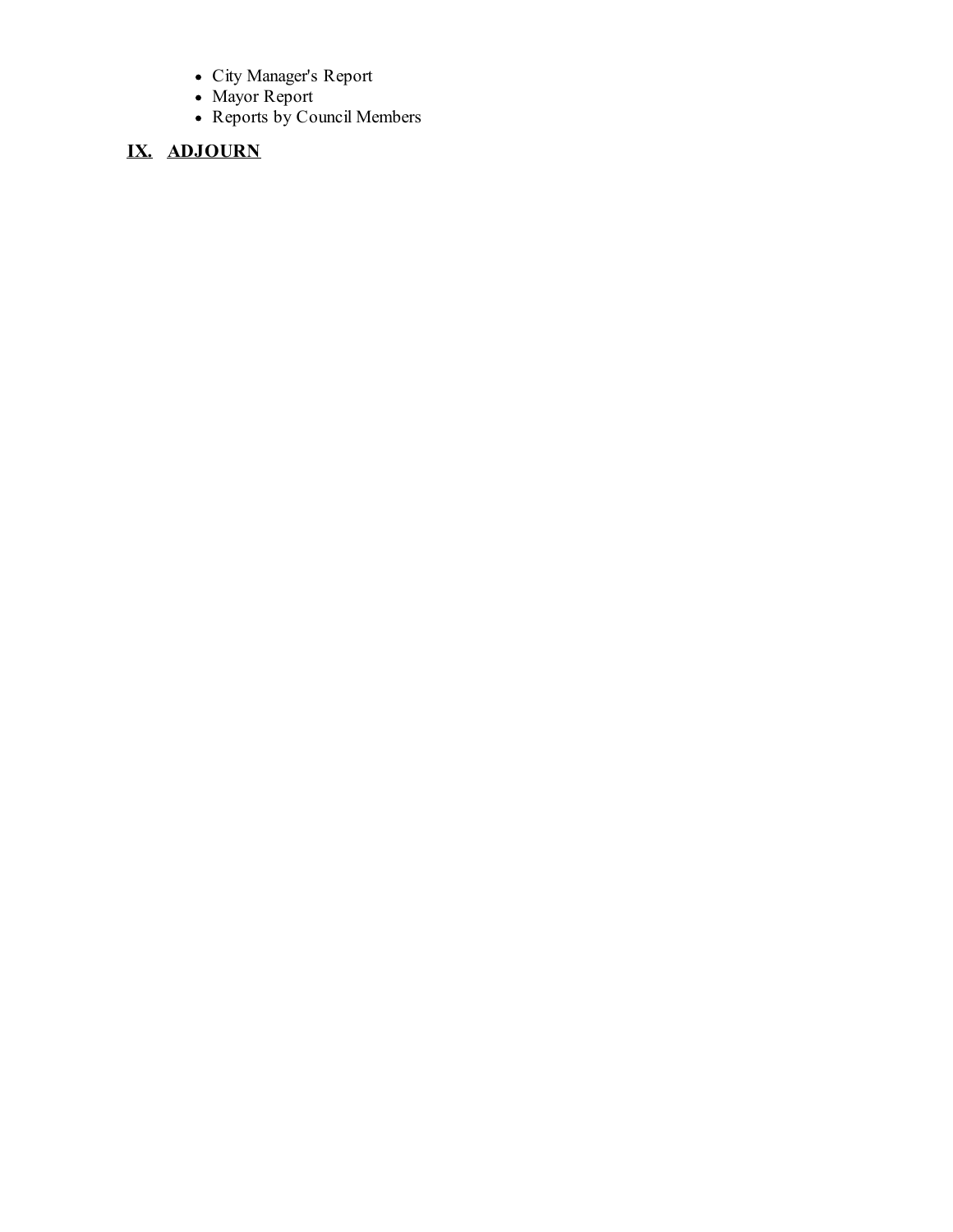- City Manager's Report
- Mayor Report
- Reports by Council Members

## **IX. ADJOURN**